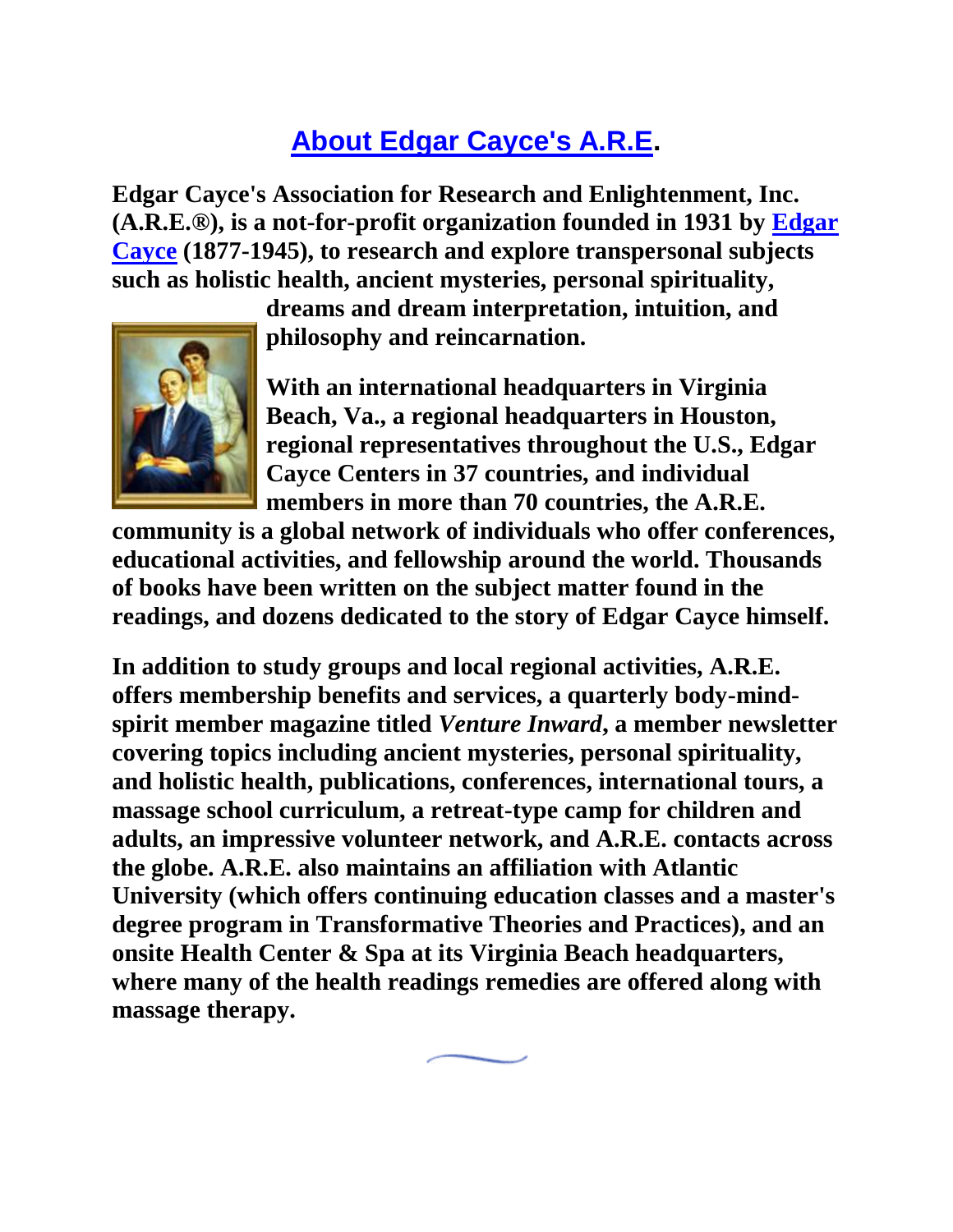## About Edgar Cayce's A.R.E.

**Edgar Cayce's Association for Research and Enlightenment, Inc. (A.R.E.®), is a not-for-profit organization founded in 1931 by Edgar Cayce (1877-1945), to research and explore transpersonal subjects such as holistic health, ancient mysteries, personal spirituality, dreams and dream interpretation, intuition, and philosophy and reincarnation.**

**With an international headquarters in Virginia Beach, Va., a regional headquarters in Houston, regional representatives throughout the U.S., Edgar Cayce Centers in 37 countries, and individual members in more than 70 countries, the A.R.E. community is a global network of individuals who offer conferences, educational activities, and fellowship around the world. Thousands of books have been written on the subject matter found in the readings, and dozens dedicated to the story of Edgar Cayce himself.**

**In addition to study groups and local regional activities, A.R.E. offers membership benefits and services, a quarterly body-mind-spirit member magazine titled *Venture Inward*, a member newsletter covering topics including ancient mysteries, personal spirituality, and holistic health, publications, conferences, international tours, a massage school curriculum, a retreat-type camp for children and adults, an impressive volunteer network, and A.R.E. contacts across the globe. A.R.E. also maintains an affiliation with Atlantic University (which offers continuing education classes and a master's degree program in Transformative Theories and Practices), and an onsite Health Center & Spa at its Virginia Beach headquarters, where many of the health readings remedies are offered along with massage therapy.**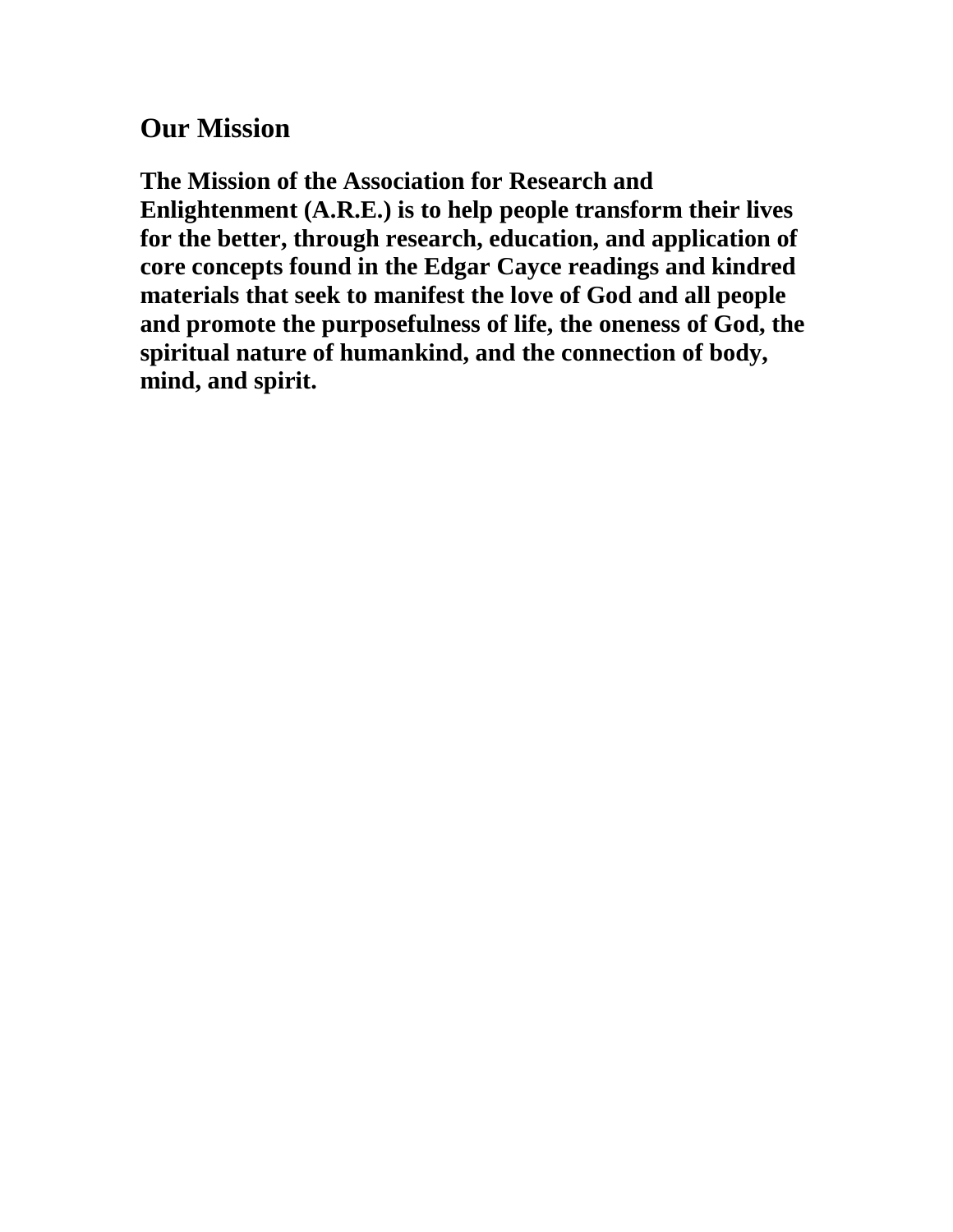## Our Mission

**The Mission of the Association for Research and Enlightenment (A.R.E.) is to help people transform their lives for the better, through research, education, and application of core concepts found in the Edgar Cayce readings and kindred materials that seek to manifest the love of God and all people and promote the purposefulness of life, the oneness of God, the spiritual nature of humankind, and the connection of body, mind, and spirit.**